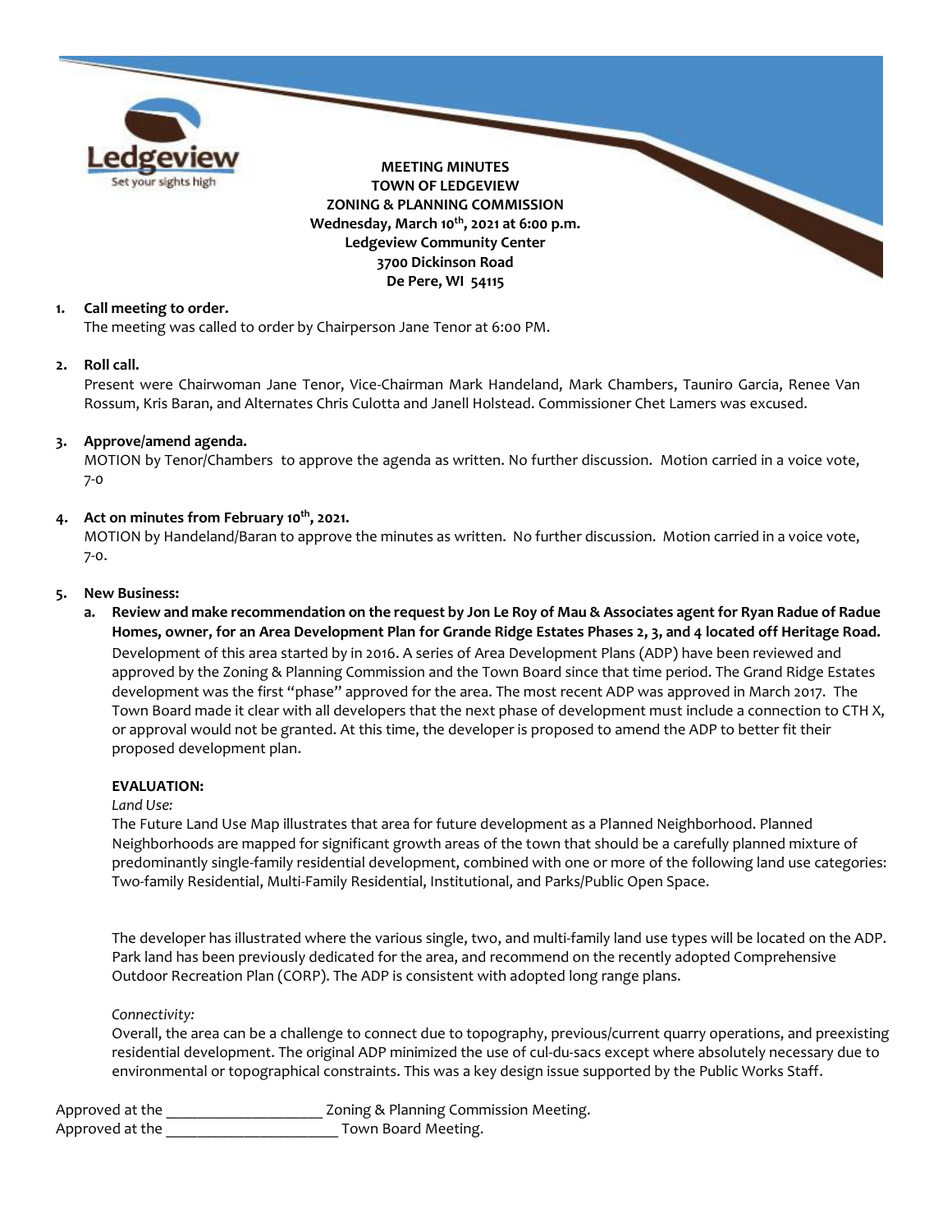**MEETING MINUTES**
**TOWN OF LEDGEVIEW**
**ZONING & PLANNING COMMISSION**
**Wednesday, March 10th, 2021 at 6:00 p.m.**
**Ledgeview Community Center**
**3700 Dickinson Road**
**De Pere, WI 54115**

1. **Call meeting to order.**
   The meeting was called to order by Chairperson Jane Tenor at 6:00 PM.

2. **Roll call.**
   Present were Chairwoman Jane Tenor, Vice-Chairman Mark Handeland, Mark Chambers, Tauniro Garcia, Renee Van Rossum, Kris Baran, and Alternates Chris Culotta and Janell Holstead. Commissioner Chet Lamers was excused.

3. **Approve/amend agenda.**
   MOTION by Tenor/Chambers to approve the agenda as written. No further discussion. Motion carried in a voice vote, 7-0

4. **Act on minutes from February 10th, 2021.**
   MOTION by Handeland/Baran to approve the minutes as written. No further discussion. Motion carried in a voice vote, 7-0.

5. **New Business:**

   a. **Review and make recommendation on the request by Jon Le Roy of Mau & Associates agent for Ryan Radue of Radue Homes, owner, for an Area Development Plan for Grande Ridge Estates Phases 2, 3, and 4 located off Heritage Road.**
   Development of this area started by in 2016. A series of Area Development Plans (ADP) have been reviewed and approved by the Zoning & Planning Commission and the Town Board since that time period. The Grand Ridge Estates development was the first "phase" approved for the area. The most recent ADP was approved in March 2017. The Town Board made it clear with all developers that the next phase of development must include a connection to CTH X, or approval would not be granted. At this time, the developer is proposed to amend the ADP to better fit their proposed development plan.

   **EVALUATION:**

   *Land Use:*
   The Future Land Use Map illustrates that area for future development as a Planned Neighborhood. Planned Neighborhoods are mapped for significant growth areas of the town that should be a carefully planned mixture of predominantly single-family residential development, combined with one or more of the following land use categories: Two-family Residential, Multi-Family Residential, Institutional, and Parks/Public Open Space.

   The developer has illustrated where the various single, two, and multi-family land use types will be located on the ADP. Park land has been previously dedicated for the area, and recommend on the recently adopted Comprehensive Outdoor Recreation Plan (CORP). The ADP is consistent with adopted long range plans.

   *Connectivity:*
   Overall, the area can be a challenge to connect due to topography, previous/current quarry operations, and preexisting residential development. The original ADP minimized the use of cul-du-sacs except where absolutely necessary due to environmental or topographical constraints. This was a key design issue supported by the Public Works Staff.

Approved at the ____________________ Zoning & Planning Commission Meeting.
Approved at the ______________________ Town Board Meeting.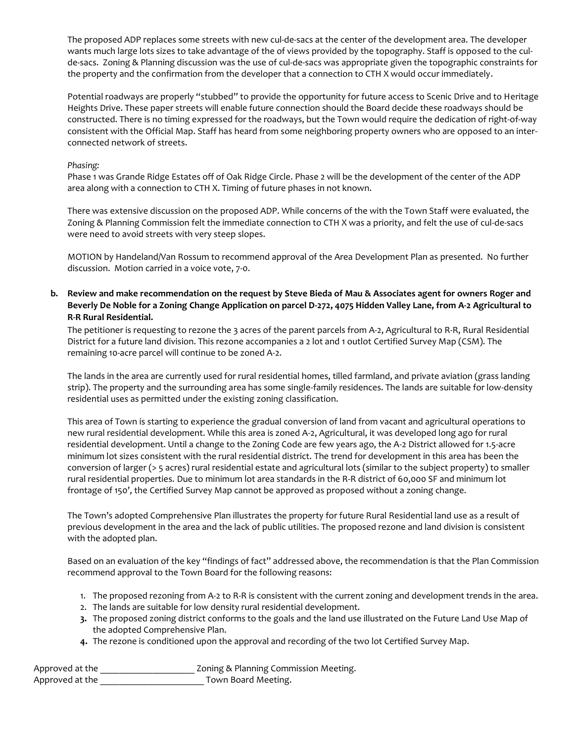The proposed ADP replaces some streets with new cul-de-sacs at the center of the development area. The developer wants much large lots sizes to take advantage of the of views provided by the topography. Staff is opposed to the cul-de-sacs. Zoning & Planning discussion was the use of cul-de-sacs was appropriate given the topographic constraints for the property and the confirmation from the developer that a connection to CTH X would occur immediately.

Potential roadways are properly "stubbed" to provide the opportunity for future access to Scenic Drive and to Heritage Heights Drive. These paper streets will enable future connection should the Board decide these roadways should be constructed. There is no timing expressed for the roadways, but the Town would require the dedication of right-of-way consistent with the Official Map. Staff has heard from some neighboring property owners who are opposed to an inter-connected network of streets.

*Phasing:*
Phase 1 was Grande Ridge Estates off of Oak Ridge Circle. Phase 2 will be the development of the center of the ADP area along with a connection to CTH X. Timing of future phases in not known.

There was extensive discussion on the proposed ADP. While concerns of the with the Town Staff were evaluated, the Zoning & Planning Commission felt the immediate connection to CTH X was a priority, and felt the use of cul-de-sacs were need to avoid streets with very steep slopes.

MOTION by Handeland/Van Rossum to recommend approval of the Area Development Plan as presented. No further discussion. Motion carried in a voice vote, 7-0.

**b. Review and make recommendation on the request by Steve Bieda of Mau & Associates agent for owners Roger and Beverly De Noble for a Zoning Change Application on parcel D-272, 4075 Hidden Valley Lane, from A-2 Agricultural to R-R Rural Residential.**

The petitioner is requesting to rezone the 3 acres of the parent parcels from A-2, Agricultural to R-R, Rural Residential District for a future land division. This rezone accompanies a 2 lot and 1 outlot Certified Survey Map (CSM). The remaining 10-acre parcel will continue to be zoned A-2.

The lands in the area are currently used for rural residential homes, tilled farmland, and private aviation (grass landing strip). The property and the surrounding area has some single-family residences. The lands are suitable for low-density residential uses as permitted under the existing zoning classification.

This area of Town is starting to experience the gradual conversion of land from vacant and agricultural operations to new rural residential development. While this area is zoned A-2, Agricultural, it was developed long ago for rural residential development. Until a change to the Zoning Code are few years ago, the A-2 District allowed for 1.5-acre minimum lot sizes consistent with the rural residential district. The trend for development in this area has been the conversion of larger (> 5 acres) rural residential estate and agricultural lots (similar to the subject property) to smaller rural residential properties. Due to minimum lot area standards in the R-R district of 60,000 SF and minimum lot frontage of 150', the Certified Survey Map cannot be approved as proposed without a zoning change.

The Town's adopted Comprehensive Plan illustrates the property for future Rural Residential land use as a result of previous development in the area and the lack of public utilities. The proposed rezone and land division is consistent with the adopted plan.

Based on an evaluation of the key "findings of fact" addressed above, the recommendation is that the Plan Commission recommend approval to the Town Board for the following reasons:

1. The proposed rezoning from A-2 to R-R is consistent with the current zoning and development trends in the area.
2. The lands are suitable for low density rural residential development.
3. The proposed zoning district conforms to the goals and the land use illustrated on the Future Land Use Map of the adopted Comprehensive Plan.
4. The rezone is conditioned upon the approval and recording of the two lot Certified Survey Map.

Approved at the ____________________ Zoning & Planning Commission Meeting.
Approved at the ______________________ Town Board Meeting.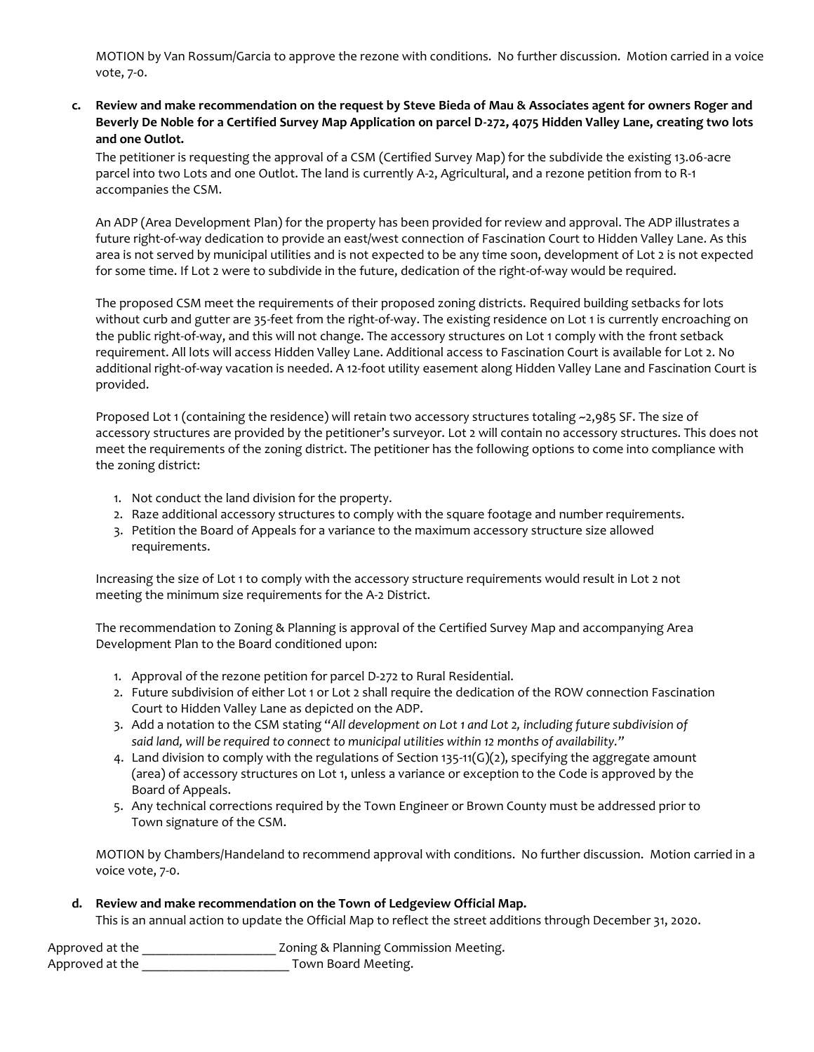MOTION by Van Rossum/Garcia to approve the rezone with conditions. No further discussion. Motion carried in a voice vote, 7-0.

**c. Review and make recommendation on the request by Steve Bieda of Mau & Associates agent for owners Roger and Beverly De Noble for a Certified Survey Map Application on parcel D-272, 4075 Hidden Valley Lane, creating two lots and one Outlot.**

The petitioner is requesting the approval of a CSM (Certified Survey Map) for the subdivide the existing 13.06-acre parcel into two Lots and one Outlot. The land is currently A-2, Agricultural, and a rezone petition from to R-1 accompanies the CSM.

An ADP (Area Development Plan) for the property has been provided for review and approval. The ADP illustrates a future right-of-way dedication to provide an east/west connection of Fascination Court to Hidden Valley Lane. As this area is not served by municipal utilities and is not expected to be any time soon, development of Lot 2 is not expected for some time. If Lot 2 were to subdivide in the future, dedication of the right-of-way would be required.

The proposed CSM meet the requirements of their proposed zoning districts. Required building setbacks for lots without curb and gutter are 35-feet from the right-of-way. The existing residence on Lot 1 is currently encroaching on the public right-of-way, and this will not change. The accessory structures on Lot 1 comply with the front setback requirement. All lots will access Hidden Valley Lane. Additional access to Fascination Court is available for Lot 2. No additional right-of-way vacation is needed. A 12-foot utility easement along Hidden Valley Lane and Fascination Court is provided.

Proposed Lot 1 (containing the residence) will retain two accessory structures totaling ~2,985 SF. The size of accessory structures are provided by the petitioner's surveyor. Lot 2 will contain no accessory structures. This does not meet the requirements of the zoning district. The petitioner has the following options to come into compliance with the zoning district:

1. Not conduct the land division for the property.
2. Raze additional accessory structures to comply with the square footage and number requirements.
3. Petition the Board of Appeals for a variance to the maximum accessory structure size allowed requirements.

Increasing the size of Lot 1 to comply with the accessory structure requirements would result in Lot 2 not meeting the minimum size requirements for the A-2 District.

The recommendation to Zoning & Planning is approval of the Certified Survey Map and accompanying Area Development Plan to the Board conditioned upon:

1. Approval of the rezone petition for parcel D-272 to Rural Residential.
2. Future subdivision of either Lot 1 or Lot 2 shall require the dedication of the ROW connection Fascination Court to Hidden Valley Lane as depicted on the ADP.
3. Add a notation to the CSM stating "*All development on Lot 1 and Lot 2, including future subdivision of said land, will be required to connect to municipal utilities within 12 months of availability.*"
4. Land division to comply with the regulations of Section 135-11(G)(2), specifying the aggregate amount (area) of accessory structures on Lot 1, unless a variance or exception to the Code is approved by the Board of Appeals.
5. Any technical corrections required by the Town Engineer or Brown County must be addressed prior to Town signature of the CSM.

MOTION by Chambers/Handeland to recommend approval with conditions. No further discussion. Motion carried in a voice vote, 7-0.

**d. Review and make recommendation on the Town of Ledgeview Official Map.**

This is an annual action to update the Official Map to reflect the street additions through December 31, 2020.

Approved at the ____________________ Zoning & Planning Commission Meeting.
Approved at the ______________________ Town Board Meeting.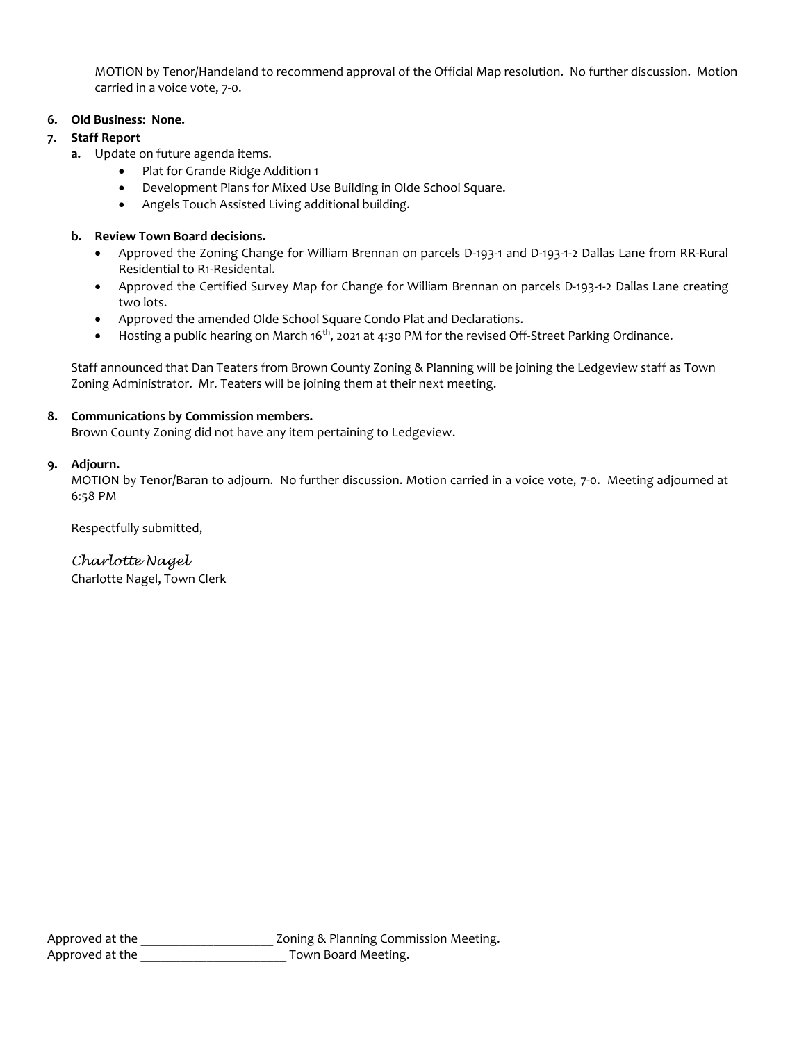MOTION by Tenor/Handeland to recommend approval of the Official Map resolution. No further discussion. Motion carried in a voice vote, 7-0.

6. **Old Business: None.**
7. **Staff Report**
   a. Update on future agenda items.
      - Plat for Grande Ridge Addition 1
      - Development Plans for Mixed Use Building in Olde School Square.
      - Angels Touch Assisted Living additional building.

   b. **Review Town Board decisions.**
      - Approved the Zoning Change for William Brennan on parcels D-193-1 and D-193-1-2 Dallas Lane from RR-Rural Residential to R1-Residental.
      - Approved the Certified Survey Map for Change for William Brennan on parcels D-193-1-2 Dallas Lane creating two lots.
      - Approved the amended Olde School Square Condo Plat and Declarations.
      - Hosting a public hearing on March 16th, 2021 at 4:30 PM for the revised Off-Street Parking Ordinance.

   Staff announced that Dan Teaters from Brown County Zoning & Planning will be joining the Ledgeview staff as Town Zoning Administrator. Mr. Teaters will be joining them at their next meeting.

8. **Communications by Commission members.**
   Brown County Zoning did not have any item pertaining to Ledgeview.

9. **Adjourn.**
   MOTION by Tenor/Baran to adjourn. No further discussion. Motion carried in a voice vote, 7-0. Meeting adjourned at 6:58 PM

   Respectfully submitted,

   *Charlotte Nagel*
   Charlotte Nagel, Town Clerk

Approved at the ____________________ Zoning & Planning Commission Meeting.
Approved at the ______________________ Town Board Meeting.